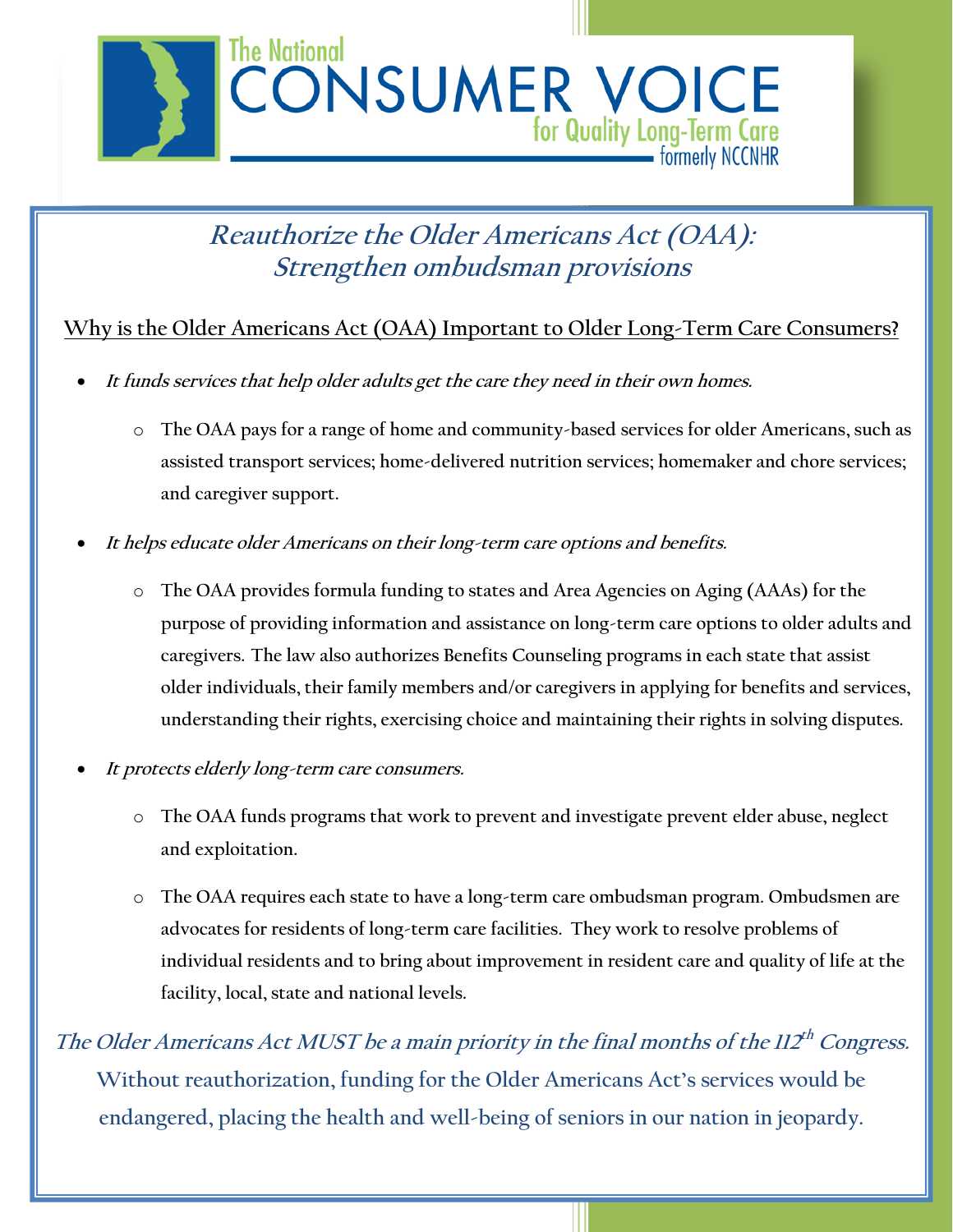The National
# CONSUMER VOICE
for Quality Long-Term Care
formerly NCCNHR

## *Reauthorize the Older Americans Act (OAA): Strengthen ombudsman provisions*

### Why is the Older Americans Act (OAA) Important to Older Long-Term Care Consumers?

- ***It funds services that help older adults get the care they need in their own homes.***
  - The OAA pays for a range of home and community-based services for older Americans, such as assisted transport services; home-delivered nutrition services; homemaker and chore services; and caregiver support.
- ***It helps educate older Americans on their long-term care options and benefits.***
  - The OAA provides formula funding to states and Area Agencies on Aging (AAAs) for the purpose of providing information and assistance on long-term care options to older adults and caregivers. The law also authorizes Benefits Counseling programs in each state that assist older individuals, their family members and/or caregivers in applying for benefits and services, understanding their rights, exercising choice and maintaining their rights in solving disputes.
- ***It protects elderly long-term care consumers.***
  - The OAA funds programs that work to prevent and investigate prevent elder abuse, neglect and exploitation.
  - The OAA requires each state to have a long-term care ombudsman program. Ombudsmen are advocates for residents of long-term care facilities. They work to resolve problems of individual residents and to bring about improvement in resident care and quality of life at the facility, local, state and national levels.

***The Older Americans Act MUST be a main priority in the final months of the 112th Congress.***
Without reauthorization, funding for the Older Americans Act's services would be endangered, placing the health and well-being of seniors in our nation in jeopardy.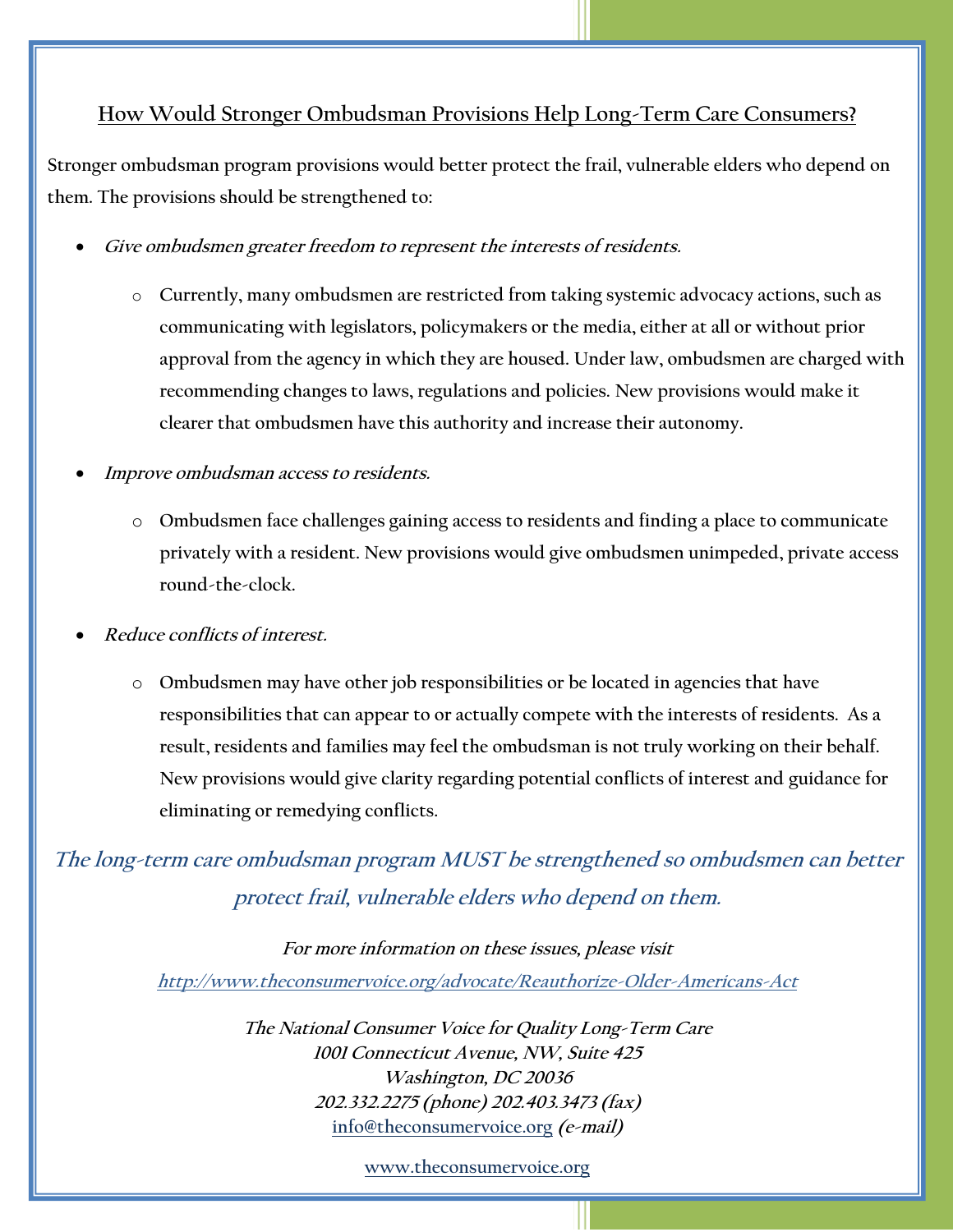## How Would Stronger Ombudsman Provisions Help Long-Term Care Consumers?

Stronger ombudsman program provisions would better protect the frail, vulnerable elders who depend on them. The provisions should be strengthened to:

- ***Give ombudsmen greater freedom to represent the interests of residents.***
  - Currently, many ombudsmen are restricted from taking systemic advocacy actions, such as communicating with legislators, policymakers or the media, either at all or without prior approval from the agency in which they are housed. Under law, ombudsmen are charged with recommending changes to laws, regulations and policies. New provisions would make it clearer that ombudsmen have this authority and increase their autonomy.
- ***Improve ombudsman access to residents.***
  - Ombudsmen face challenges gaining access to residents and finding a place to communicate privately with a resident. New provisions would give ombudsmen unimpeded, private access round-the-clock.
- ***Reduce conflicts of interest.***
  - Ombudsmen may have other job responsibilities or be located in agencies that have responsibilities that can appear to or actually compete with the interests of residents. As a result, residents and families may feel the ombudsman is not truly working on their behalf. New provisions would give clarity regarding potential conflicts of interest and guidance for eliminating or remedying conflicts.

***The long-term care ombudsman program MUST be strengthened so ombudsmen can better protect frail, vulnerable elders who depend on them.***

***For more information on these issues, please visit***
***http://www.theconsumervoice.org/advocate/Reauthorize-Older-Americans-Act***

***The National Consumer Voice for Quality Long-Term Care***
***1001 Connecticut Avenue, NW, Suite 425***
***Washington, DC 20036***
***202.332.2275 (phone) 202.403.3473 (fax)***
info@theconsumervoice.org ***(e-mail)***

www.theconsumervoice.org